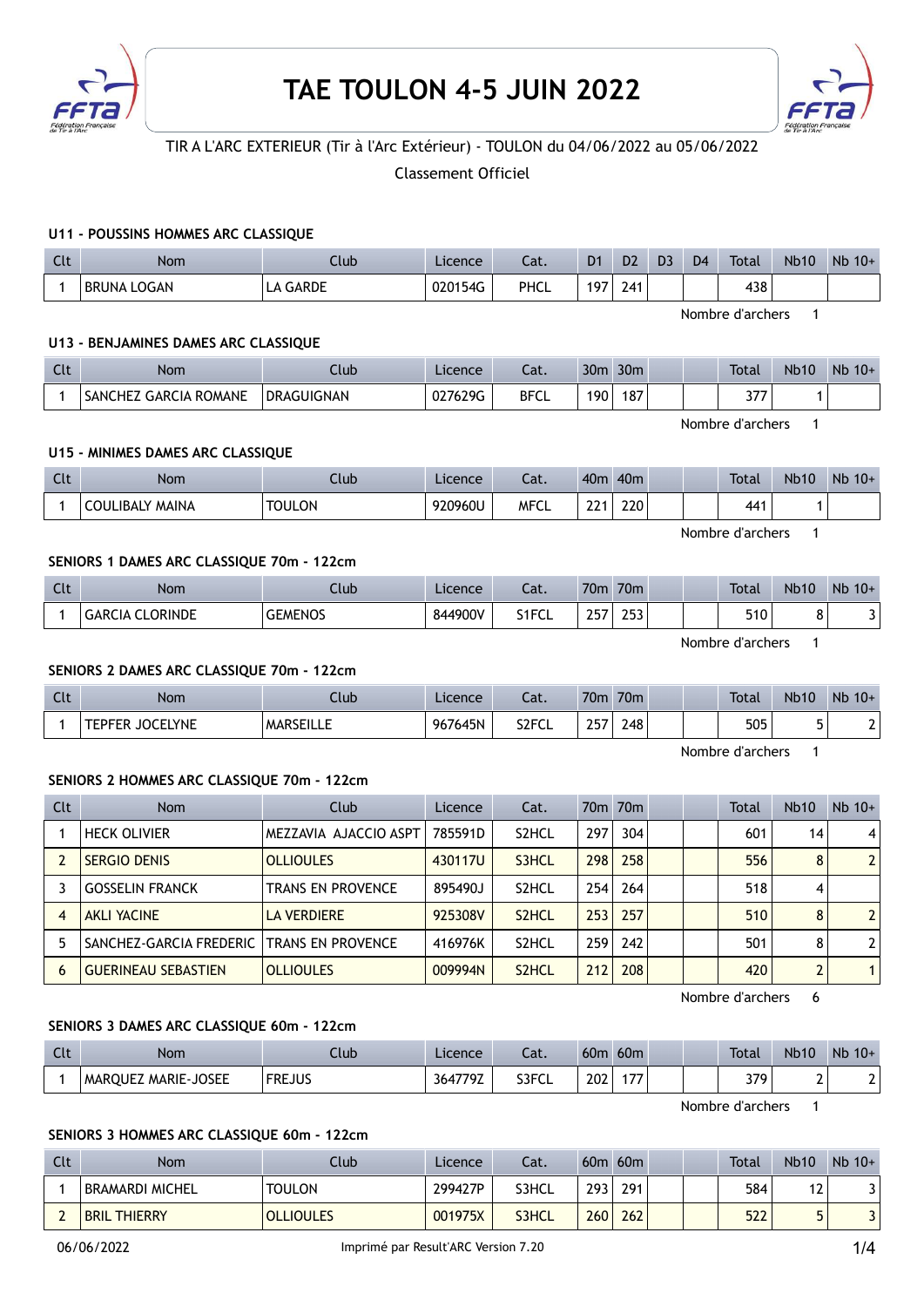# TAE TOULON 4-5 JUIN 2022

TIR A L'ARC EXTERIEUR (Tir à l'Arc Extérieur) - TOULON du 04/06/2022 au 05/06/2022

Classement Officiel

### U11 - POUSSINS HOMMES ARC CLASSIQUE

| Clt | Nom | Club | Licence | Cat. | D1 | D2 | D3 | D4 | Total | Nb10 | Nb 10+ |
|---|---|---|---|---|---|---|---|---|---|---|---|
| 1 | BRUNA LOGAN | LA GARDE | 020154G | PHCL | 197 | 241 | | | 438 | | |

Nombre d'archers 1

### U13 - BENJAMINES DAMES ARC CLASSIQUE

| Clt | Nom | Club | Licence | Cat. | 30m | 30m | | | Total | Nb10 | Nb 10+ |
|---|---|---|---|---|---|---|---|---|---|---|---|
| 1 | SANCHEZ GARCIA ROMANE | DRAGUIGNAN | 027629G | BFCL | 190 | 187 | | | 377 | 1 | |

Nombre d'archers 1

### U15 - MINIMES DAMES ARC CLASSIQUE

| Clt | Nom | Club | Licence | Cat. | 40m | 40m | | | Total | Nb10 | Nb 10+ |
|---|---|---|---|---|---|---|---|---|---|---|---|
| 1 | COULIBALY MAINA | TOULON | 920960U | MFCL | 221 | 220 | | | 441 | 1 | |

Nombre d'archers 1

### SENIORS 1 DAMES ARC CLASSIQUE 70m - 122cm

| Clt | Nom | Club | Licence | Cat. | 70m | 70m | | | Total | Nb10 | Nb 10+ |
|---|---|---|---|---|---|---|---|---|---|---|---|
| 1 | GARCIA CLORINDE | GEMENOS | 844900V | S1FCL | 257 | 253 | | | 510 | 8 | 3 |

Nombre d'archers 1

### SENIORS 2 DAMES ARC CLASSIQUE 70m - 122cm

| Clt | Nom | Club | Licence | Cat. | 70m | 70m | | | Total | Nb10 | Nb 10+ |
|---|---|---|---|---|---|---|---|---|---|---|---|
| 1 | TEPFER JOCELYNE | MARSEILLE | 967645N | S2FCL | 257 | 248 | | | 505 | 5 | 2 |

Nombre d'archers 1

### SENIORS 2 HOMMES ARC CLASSIQUE 70m - 122cm

| Clt | Nom | Club | Licence | Cat. | 70m | 70m | | | Total | Nb10 | Nb 10+ |
|---|---|---|---|---|---|---|---|---|---|---|---|
| 1 | HECK OLIVIER | MEZZAVIA AJACCIO ASPT | 785591D | S2HCL | 297 | 304 | | | 601 | 14 | 4 |
| 2 | SERGIO DENIS | OLLIOULES | 430117U | S3HCL | 298 | 258 | | | 556 | 8 | 2 |
| 3 | GOSSELIN FRANCK | TRANS EN PROVENCE | 895490J | S2HCL | 254 | 264 | | | 518 | 4 | |
| 4 | AKLI YACINE | LA VERDIERE | 925308V | S2HCL | 253 | 257 | | | 510 | 8 | 2 |
| 5 | SANCHEZ-GARCIA FREDERIC | TRANS EN PROVENCE | 416976K | S2HCL | 259 | 242 | | | 501 | 8 | 2 |
| 6 | GUERINEAU SEBASTIEN | OLLIOULES | 009994N | S2HCL | 212 | 208 | | | 420 | 2 | 1 |

Nombre d'archers 6

### SENIORS 3 DAMES ARC CLASSIQUE 60m - 122cm

| Clt | Nom | Club | Licence | Cat. | 60m | 60m | | | Total | Nb10 | Nb 10+ |
|---|---|---|---|---|---|---|---|---|---|---|---|
| 1 | MARQUEZ MARIE-JOSEE | FREJUS | 364779Z | S3FCL | 202 | 177 | | | 379 | 2 | 2 |

Nombre d'archers 1

### SENIORS 3 HOMMES ARC CLASSIQUE 60m - 122cm

| Clt | Nom | Club | Licence | Cat. | 60m | 60m | | | Total | Nb10 | Nb 10+ |
|---|---|---|---|---|---|---|---|---|---|---|---|
| 1 | BRAMARDI MICHEL | TOULON | 299427P | S3HCL | 293 | 291 | | | 584 | 12 | 3 |
| 2 | BRIL THIERRY | OLLIOULES | 001975X | S3HCL | 260 | 262 | | | 522 | 5 | 3 |

06/06/2022 Imprimé par Result'ARC Version 7.20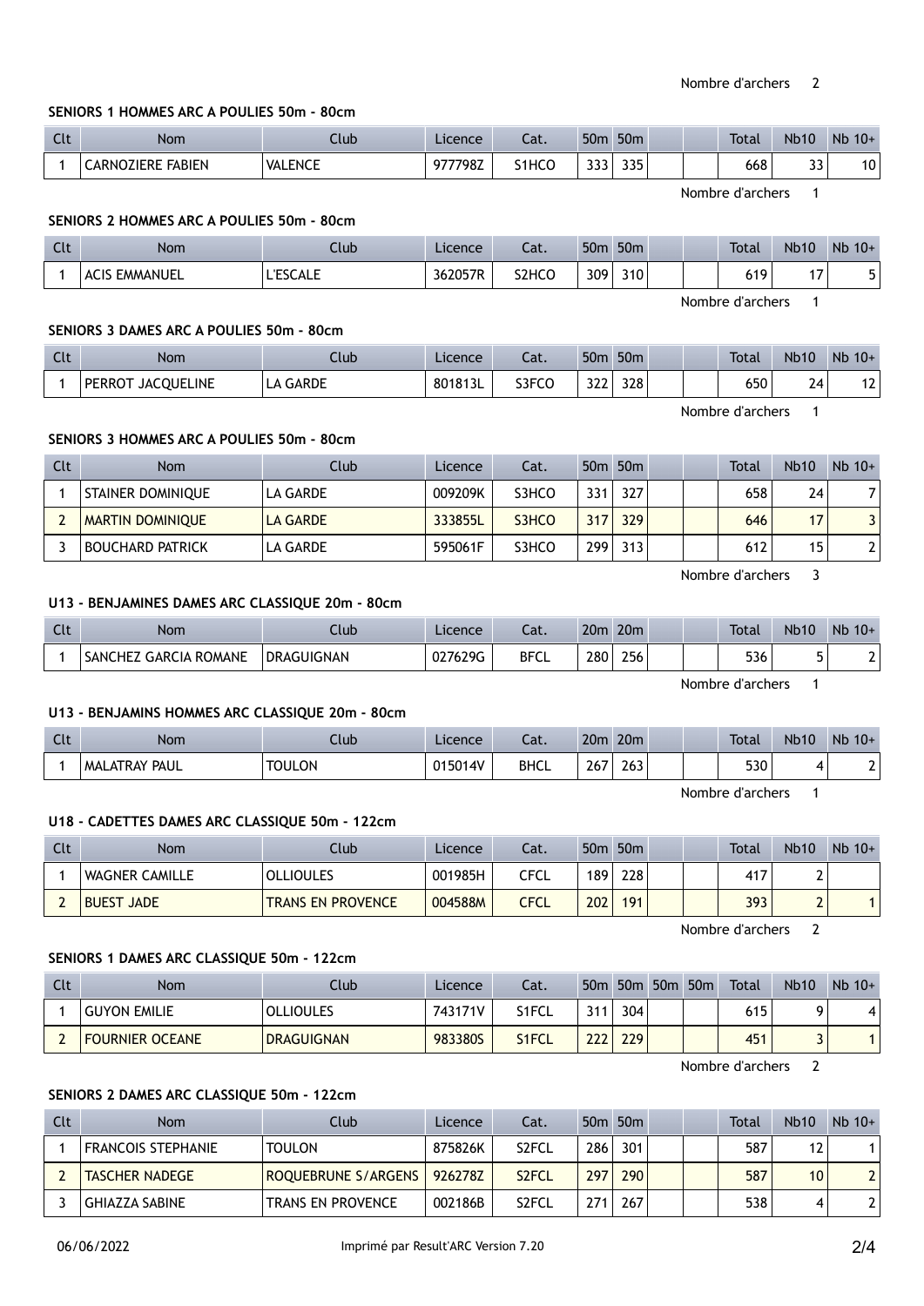Nombre d'archers 2

### SENIORS 1 HOMMES ARC A POULIES 50m - 80cm

| Clt | Nom | Club | Licence | Cat. | 50m | 50m | | | Total | Nb10 | Nb 10+ |
|---|---|---|---|---|---|---|---|---|---|---|---|
| 1 | CARNOZIERE FABIEN | VALENCE | 977798Z | S1HCO | 333 | 335 | | | 668 | 33 | 10 |

Nombre d'archers 1

### SENIORS 2 HOMMES ARC A POULIES 50m - 80cm

| Clt | Nom | Club | Licence | Cat. | 50m | 50m | | | Total | Nb10 | Nb 10+ |
|---|---|---|---|---|---|---|---|---|---|---|---|
| 1 | ACIS EMMANUEL | L'ESCALE | 362057R | S2HCO | 309 | 310 | | | 619 | 17 | 5 |

Nombre d'archers 1

### SENIORS 3 DAMES ARC A POULIES 50m - 80cm

| Clt | Nom | Club | Licence | Cat. | 50m | 50m | | | Total | Nb10 | Nb 10+ |
|---|---|---|---|---|---|---|---|---|---|---|---|
| 1 | PERROT JACQUELINE | LA GARDE | 801813L | S3FCO | 322 | 328 | | | 650 | 24 | 12 |

Nombre d'archers 1

### SENIORS 3 HOMMES ARC A POULIES 50m - 80cm

| Clt | Nom | Club | Licence | Cat. | 50m | 50m | | | Total | Nb10 | Nb 10+ |
|---|---|---|---|---|---|---|---|---|---|---|---|
| 1 | STAINER DOMINIQUE | LA GARDE | 009209K | S3HCO | 331 | 327 | | | 658 | 24 | 7 |
| 2 | MARTIN DOMINIQUE | LA GARDE | 333855L | S3HCO | 317 | 329 | | | 646 | 17 | 3 |
| 3 | BOUCHARD PATRICK | LA GARDE | 595061F | S3HCO | 299 | 313 | | | 612 | 15 | 2 |

Nombre d'archers 3

### U13 - BENJAMINES DAMES ARC CLASSIQUE 20m - 80cm

| Clt | Nom | Club | Licence | Cat. | 20m | 20m | | | Total | Nb10 | Nb 10+ |
|---|---|---|---|---|---|---|---|---|---|---|---|
| 1 | SANCHEZ GARCIA ROMANE | DRAGUIGNAN | 027629G | BFCL | 280 | 256 | | | 536 | 5 | 2 |

Nombre d'archers 1

### U13 - BENJAMINS HOMMES ARC CLASSIQUE 20m - 80cm

| Clt | Nom | Club | Licence | Cat. | 20m | 20m | | | Total | Nb10 | Nb 10+ |
|---|---|---|---|---|---|---|---|---|---|---|---|
| 1 | MALATRAY PAUL | TOULON | 015014V | BHCL | 267 | 263 | | | 530 | 4 | 2 |

Nombre d'archers 1

### U18 - CADETTES DAMES ARC CLASSIQUE 50m - 122cm

| Clt | Nom | Club | Licence | Cat. | 50m | 50m | | | Total | Nb10 | Nb 10+ |
|---|---|---|---|---|---|---|---|---|---|---|---|
| 1 | WAGNER CAMILLE | OLLIOULES | 001985H | CFCL | 189 | 228 | | | 417 | 2 | |
| 2 | BUEST JADE | TRANS EN PROVENCE | 004588M | CFCL | 202 | 191 | | | 393 | 2 | 1 |

Nombre d'archers 2

### SENIORS 1 DAMES ARC CLASSIQUE 50m - 122cm

| Clt | Nom | Club | Licence | Cat. | 50m | 50m | 50m | 50m | Total | Nb10 | Nb 10+ |
|---|---|---|---|---|---|---|---|---|---|---|---|
| 1 | GUYON EMILIE | OLLIOULES | 743171V | S1FCL | 311 | 304 | | | 615 | 9 | 4 |
| 2 | FOURNIER OCEANE | DRAGUIGNAN | 983380S | S1FCL | 222 | 229 | | | 451 | 3 | 1 |

Nombre d'archers 2

### SENIORS 2 DAMES ARC CLASSIQUE 50m - 122cm

| Clt | Nom | Club | Licence | Cat. | 50m | 50m | | | Total | Nb10 | Nb 10+ |
|---|---|---|---|---|---|---|---|---|---|---|---|
| 1 | FRANCOIS STEPHANIE | TOULON | 875826K | S2FCL | 286 | 301 | | | 587 | 12 | 1 |
| 2 | TASCHER NADEGE | ROQUEBRUNE S/ARGENS | 926278Z | S2FCL | 297 | 290 | | | 587 | 10 | 2 |
| 3 | GHIAZZA SABINE | TRANS EN PROVENCE | 002186B | S2FCL | 271 | 267 | | | 538 | 4 | 2 |

06/06/2022 Imprimé par Result'ARC Version 7.20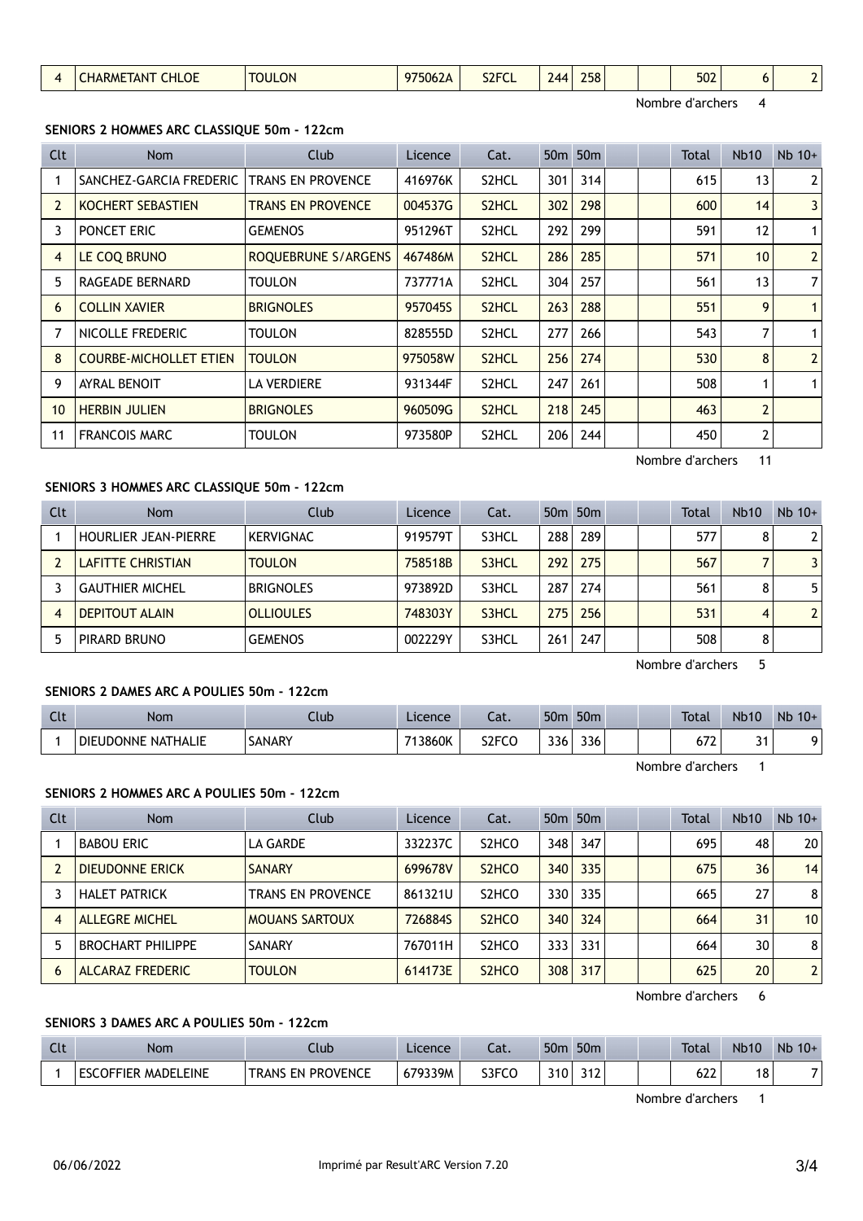| 4 | CHARMETANT CHLOE | TOULON | 975062A | S2FCL | 244 | 258 | | | 502 | 6 | 2 |
|---|---|---|---|---|---|---|---|---|---|---|---|

Nombre d'archers 4

### SENIORS 2 HOMMES ARC CLASSIQUE 50m - 122cm

| Clt | Nom | Club | Licence | Cat. | 50m | 50m | | | Total | Nb10 | Nb 10+ |
|---|---|---|---|---|---|---|---|---|---|---|---|
| 1 | SANCHEZ-GARCIA FREDERIC | TRANS EN PROVENCE | 416976K | S2HCL | 301 | 314 | | | 615 | 13 | 2 |
| 2 | KOCHERT SEBASTIEN | TRANS EN PROVENCE | 004537G | S2HCL | 302 | 298 | | | 600 | 14 | 3 |
| 3 | PONCET ERIC | GEMENOS | 951296T | S2HCL | 292 | 299 | | | 591 | 12 | 1 |
| 4 | LE COQ BRUNO | ROQUEBRUNE S/ARGENS | 467486M | S2HCL | 286 | 285 | | | 571 | 10 | 2 |
| 5 | RAGEADE BERNARD | TOULON | 737771A | S2HCL | 304 | 257 | | | 561 | 13 | 7 |
| 6 | COLLIN XAVIER | BRIGNOLES | 957045S | S2HCL | 263 | 288 | | | 551 | 9 | 1 |
| 7 | NICOLLE FREDERIC | TOULON | 828555D | S2HCL | 277 | 266 | | | 543 | 7 | 1 |
| 8 | COURBE-MICHOLLET ETIEN | TOULON | 975058W | S2HCL | 256 | 274 | | | 530 | 8 | 2 |
| 9 | AYRAL BENOIT | LA VERDIERE | 931344F | S2HCL | 247 | 261 | | | 508 | 1 | 1 |
| 10 | HERBIN JULIEN | BRIGNOLES | 960509G | S2HCL | 218 | 245 | | | 463 | 2 | |
| 11 | FRANCOIS MARC | TOULON | 973580P | S2HCL | 206 | 244 | | | 450 | 2 | |

Nombre d'archers 11

### SENIORS 3 HOMMES ARC CLASSIQUE 50m - 122cm

| Clt | Nom | Club | Licence | Cat. | 50m | 50m | | | Total | Nb10 | Nb 10+ |
|---|---|---|---|---|---|---|---|---|---|---|---|
| 1 | HOURLIER JEAN-PIERRE | KERVIGNAC | 919579T | S3HCL | 288 | 289 | | | 577 | 8 | 2 |
| 2 | LAFITTE CHRISTIAN | TOULON | 758518B | S3HCL | 292 | 275 | | | 567 | 7 | 3 |
| 3 | GAUTHIER MICHEL | BRIGNOLES | 973892D | S3HCL | 287 | 274 | | | 561 | 8 | 5 |
| 4 | DEPITOUT ALAIN | OLLIOULES | 748303Y | S3HCL | 275 | 256 | | | 531 | 4 | 2 |
| 5 | PIRARD BRUNO | GEMENOS | 002229Y | S3HCL | 261 | 247 | | | 508 | 8 | |

Nombre d'archers 5

### SENIORS 2 DAMES ARC A POULIES 50m - 122cm

| Clt | Nom | Club | Licence | Cat. | 50m | 50m | | | Total | Nb10 | Nb 10+ |
|---|---|---|---|---|---|---|---|---|---|---|---|
| 1 | DIEUDONNE NATHALIE | SANARY | 713860K | S2FCO | 336 | 336 | | | 672 | 31 | 9 |

Nombre d'archers 1

### SENIORS 2 HOMMES ARC A POULIES 50m - 122cm

| Clt | Nom | Club | Licence | Cat. | 50m | 50m | | | Total | Nb10 | Nb 10+ |
|---|---|---|---|---|---|---|---|---|---|---|---|
| 1 | BABOU ERIC | LA GARDE | 332237C | S2HCO | 348 | 347 | | | 695 | 48 | 20 |
| 2 | DIEUDONNE ERICK | SANARY | 699678V | S2HCO | 340 | 335 | | | 675 | 36 | 14 |
| 3 | HALET PATRICK | TRANS EN PROVENCE | 861321U | S2HCO | 330 | 335 | | | 665 | 27 | 8 |
| 4 | ALLEGRE MICHEL | MOUANS SARTOUX | 726884S | S2HCO | 340 | 324 | | | 664 | 31 | 10 |
| 5 | BROCHART PHILIPPE | SANARY | 767011H | S2HCO | 333 | 331 | | | 664 | 30 | 8 |
| 6 | ALCARAZ FREDERIC | TOULON | 614173E | S2HCO | 308 | 317 | | | 625 | 20 | 2 |

Nombre d'archers 6

### SENIORS 3 DAMES ARC A POULIES 50m - 122cm

| Clt | Nom | Club | Licence | Cat. | 50m | 50m | | | Total | Nb10 | Nb 10+ |
|---|---|---|---|---|---|---|---|---|---|---|---|
| 1 | ESCOFFIER MADELEINE | TRANS EN PROVENCE | 679339M | S3FCO | 310 | 312 | | | 622 | 18 | 7 |

Nombre d'archers 1

06/06/2022 Imprimé par Result'ARC Version 7.20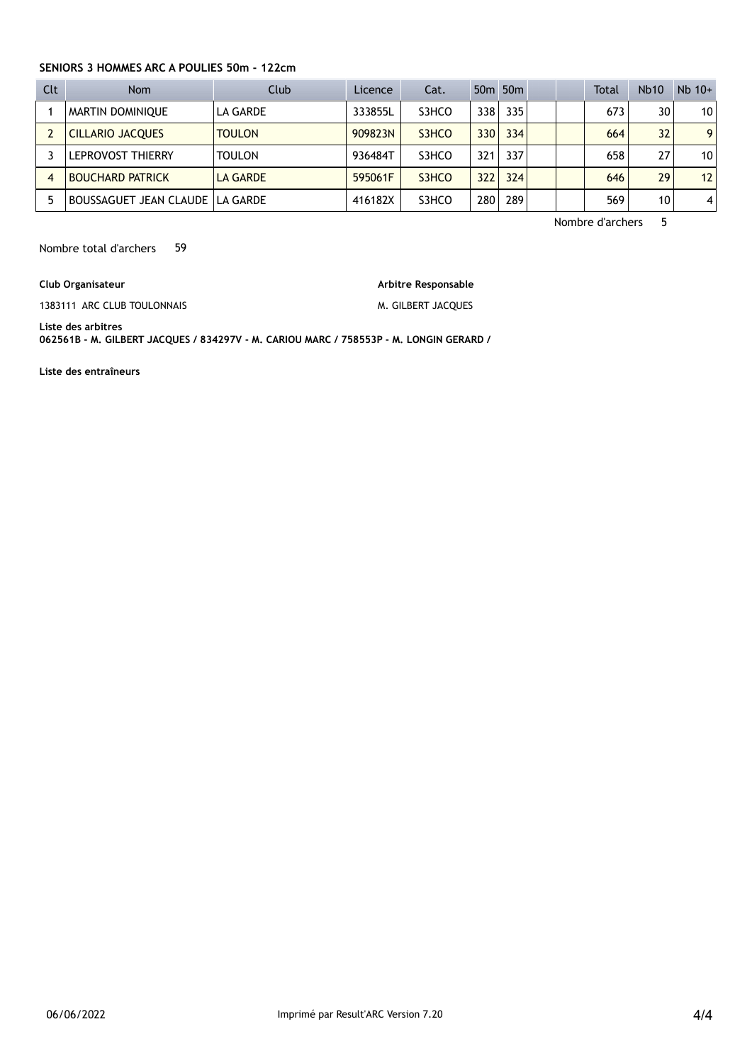**SENIORS 3 HOMMES ARC A POULIES 50m - 122cm**

| Clt | Nom | Club | Licence | Cat. | 50m | 50m | | | Total | Nb10 | Nb 10+ |
|---|---|---|---|---|---|---|---|---|---|---|---|
| 1 | MARTIN DOMINIQUE | LA GARDE | 333855L | S3HCO | 338 | 335 | | | 673 | 30 | 10 |
| 2 | CILLARIO JACQUES | TOULON | 909823N | S3HCO | 330 | 334 | | | 664 | 32 | 9 |
| 3 | LEPROVOST THIERRY | TOULON | 936484T | S3HCO | 321 | 337 | | | 658 | 27 | 10 |
| 4 | BOUCHARD PATRICK | LA GARDE | 595061F | S3HCO | 322 | 324 | | | 646 | 29 | 12 |
| 5 | BOUSSAGUET JEAN CLAUDE | LA GARDE | 416182X | S3HCO | 280 | 289 | | | 569 | 10 | 4 |

Nombre d'archers 5

Nombre total d'archers 59

**Club Organisateur**

1383111 ARC CLUB TOULONNAIS

**Arbitre Responsable**

M. GILBERT JACQUES

**Liste des arbitres**

**062561B - M. GILBERT JACQUES / 834297V - M. CARIOU MARC / 758553P - M. LONGIN GERARD /**

**Liste des entraîneurs**

06/06/2022 Imprimé par Result'ARC Version 7.20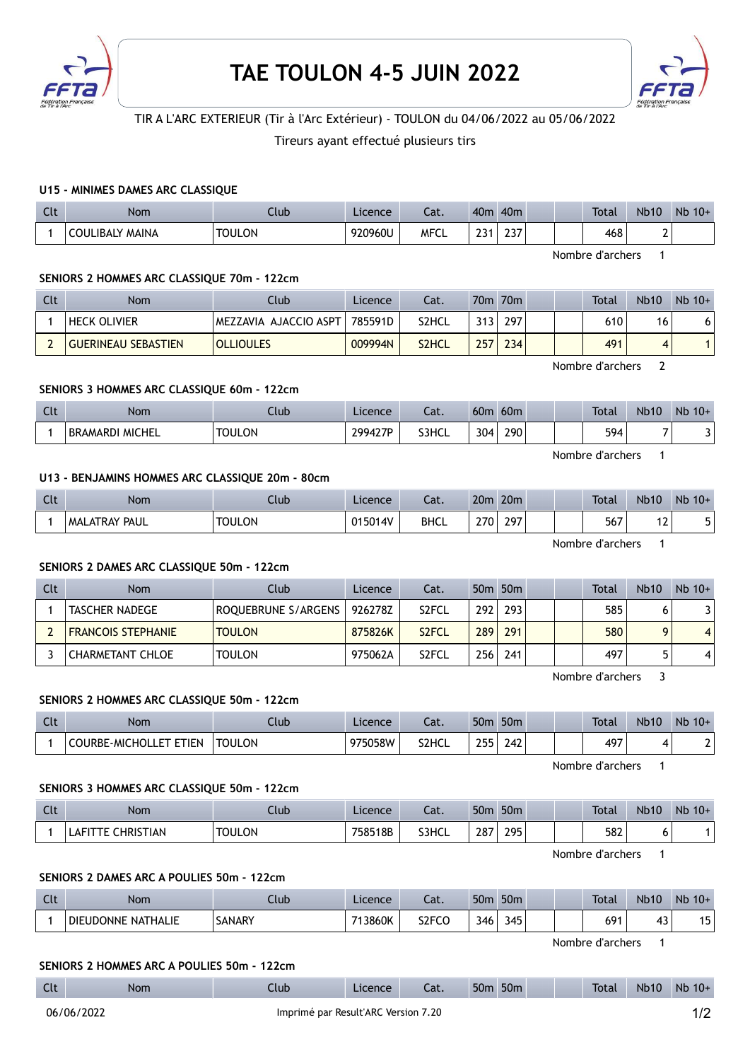# TAE TOULON 4-5 JUIN 2022

TIR A L'ARC EXTERIEUR (Tir à l'Arc Extérieur) - TOULON du 04/06/2022 au 05/06/2022

Tireurs ayant effectué plusieurs tirs

### U15 - MINIMES DAMES ARC CLASSIQUE

| Clt | Nom | Club | Licence | Cat. | 40m | 40m | | | Total | Nb10 | Nb 10+ |
|---|---|---|---|---|---|---|---|---|---|---|---|
| 1 | COULIBALY MAINA | TOULON | 920960U | MFCL | 231 | 237 | | | 468 | 2 | |

Nombre d'archers 1

### SENIORS 2 HOMMES ARC CLASSIQUE 70m - 122cm

| Clt | Nom | Club | Licence | Cat. | 70m | 70m | | | Total | Nb10 | Nb 10+ |
|---|---|---|---|---|---|---|---|---|---|---|---|
| 1 | HECK OLIVIER | MEZZAVIA AJACCIO ASPT | 785591D | S2HCL | 313 | 297 | | | 610 | 16 | 6 |
| 2 | GUERINEAU SEBASTIEN | OLLIOULES | 009994N | S2HCL | 257 | 234 | | | 491 | 4 | 1 |

Nombre d'archers 2

### SENIORS 3 HOMMES ARC CLASSIQUE 60m - 122cm

| Clt | Nom | Club | Licence | Cat. | 60m | 60m | | | Total | Nb10 | Nb 10+ |
|---|---|---|---|---|---|---|---|---|---|---|---|
| 1 | BRAMARDI MICHEL | TOULON | 299427P | S3HCL | 304 | 290 | | | 594 | 7 | 3 |

Nombre d'archers 1

### U13 - BENJAMINS HOMMES ARC CLASSIQUE 20m - 80cm

| Clt | Nom | Club | Licence | Cat. | 20m | 20m | | | Total | Nb10 | Nb 10+ |
|---|---|---|---|---|---|---|---|---|---|---|---|
| 1 | MALATRAY PAUL | TOULON | 015014V | BHCL | 270 | 297 | | | 567 | 12 | 5 |

Nombre d'archers 1

### SENIORS 2 DAMES ARC CLASSIQUE 50m - 122cm

| Clt | Nom | Club | Licence | Cat. | 50m | 50m | | | Total | Nb10 | Nb 10+ |
|---|---|---|---|---|---|---|---|---|---|---|---|
| 1 | TASCHER NADEGE | ROQUEBRUNE S/ARGENS | 926278Z | S2FCL | 292 | 293 | | | 585 | 6 | 3 |
| 2 | FRANCOIS STEPHANIE | TOULON | 875826K | S2FCL | 289 | 291 | | | 580 | 9 | 4 |
| 3 | CHARMETANT CHLOE | TOULON | 975062A | S2FCL | 256 | 241 | | | 497 | 5 | 4 |

Nombre d'archers 3

### SENIORS 2 HOMMES ARC CLASSIQUE 50m - 122cm

| Clt | Nom | Club | Licence | Cat. | 50m | 50m | | | Total | Nb10 | Nb 10+ |
|---|---|---|---|---|---|---|---|---|---|---|---|
| 1 | COURBE-MICHOLLET ETIEN | TOULON | 975058W | S2HCL | 255 | 242 | | | 497 | 4 | 2 |

Nombre d'archers 1

### SENIORS 3 HOMMES ARC CLASSIQUE 50m - 122cm

| Clt | Nom | Club | Licence | Cat. | 50m | 50m | | | Total | Nb10 | Nb 10+ |
|---|---|---|---|---|---|---|---|---|---|---|---|
| 1 | LAFITTE CHRISTIAN | TOULON | 758518B | S3HCL | 287 | 295 | | | 582 | 6 | 1 |

Nombre d'archers 1

### SENIORS 2 DAMES ARC A POULIES 50m - 122cm

| Clt | Nom | Club | Licence | Cat. | 50m | 50m | | | Total | Nb10 | Nb 10+ |
|---|---|---|---|---|---|---|---|---|---|---|---|
| 1 | DIEUDONNE NATHALIE | SANARY | 713860K | S2FCO | 346 | 345 | | | 691 | 43 | 15 |

Nombre d'archers 1

### SENIORS 2 HOMMES ARC A POULIES 50m - 122cm

| Clt | Nom | Club | Licence | Cat. | 50m | 50m | | | Total | Nb10 | Nb 10+ |
|---|---|---|---|---|---|---|---|---|---|---|---|

06/06/2022 Imprimé par Result'ARC Version 7.20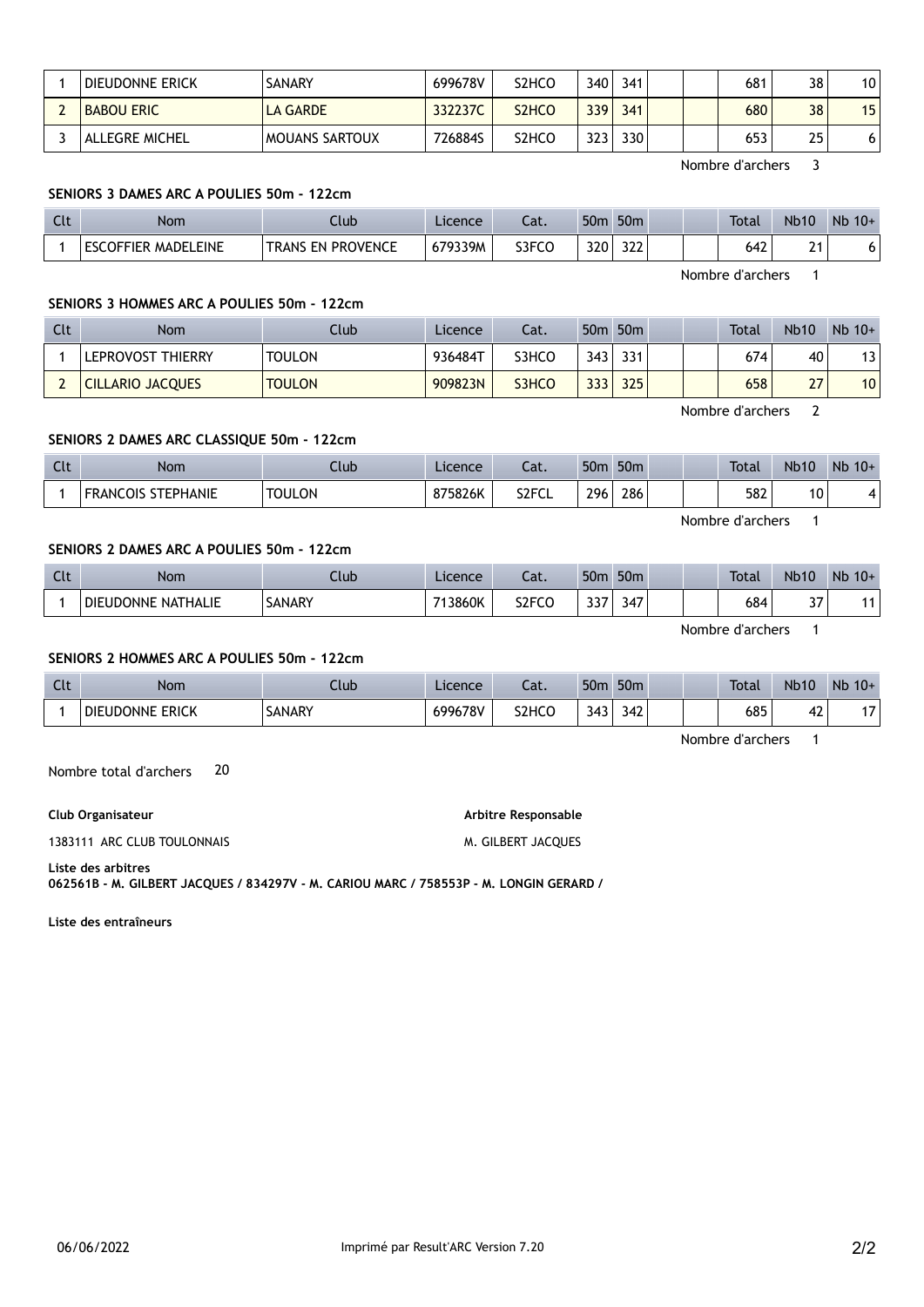| | | | | | | | | | | | |
|---|---|---|---|---|---|---|---|---|---|---|---|
| 1 | DIEUDONNE ERICK | SANARY | 699678V | S2HCO | 340 | 341 | | | 681 | 38 | 10 |
| 2 | BABOU ERIC | LA GARDE | 332237C | S2HCO | 339 | 341 | | | 680 | 38 | 15 |
| 3 | ALLEGRE MICHEL | MOUANS SARTOUX | 726884S | S2HCO | 323 | 330 | | | 653 | 25 | 6 |

Nombre d'archers 3

### SENIORS 3 DAMES ARC A POULIES 50m - 122cm

| Clt | Nom | Club | Licence | Cat. | 50m | 50m | | | Total | Nb10 | Nb 10+ |
|---|---|---|---|---|---|---|---|---|---|---|---|
| 1 | ESCOFFIER MADELEINE | TRANS EN PROVENCE | 679339M | S3FCO | 320 | 322 | | | 642 | 21 | 6 |

Nombre d'archers 1

### SENIORS 3 HOMMES ARC A POULIES 50m - 122cm

| Clt | Nom | Club | Licence | Cat. | 50m | 50m | | | Total | Nb10 | Nb 10+ |
|---|---|---|---|---|---|---|---|---|---|---|---|
| 1 | LEPROVOST THIERRY | TOULON | 936484T | S3HCO | 343 | 331 | | | 674 | 40 | 13 |
| 2 | CILLARIO JACQUES | TOULON | 909823N | S3HCO | 333 | 325 | | | 658 | 27 | 10 |

Nombre d'archers 2

### SENIORS 2 DAMES ARC CLASSIQUE 50m - 122cm

| Clt | Nom | Club | Licence | Cat. | 50m | 50m | | | Total | Nb10 | Nb 10+ |
|---|---|---|---|---|---|---|---|---|---|---|---|
| 1 | FRANCOIS STEPHANIE | TOULON | 875826K | S2FCL | 296 | 286 | | | 582 | 10 | 4 |

Nombre d'archers 1

### SENIORS 2 DAMES ARC A POULIES 50m - 122cm

| Clt | Nom | Club | Licence | Cat. | 50m | 50m | | | Total | Nb10 | Nb 10+ |
|---|---|---|---|---|---|---|---|---|---|---|---|
| 1 | DIEUDONNE NATHALIE | SANARY | 713860K | S2FCO | 337 | 347 | | | 684 | 37 | 11 |

Nombre d'archers 1

### SENIORS 2 HOMMES ARC A POULIES 50m - 122cm

| Clt | Nom | Club | Licence | Cat. | 50m | 50m | | | Total | Nb10 | Nb 10+ |
|---|---|---|---|---|---|---|---|---|---|---|---|
| 1 | DIEUDONNE ERICK | SANARY | 699678V | S2HCO | 343 | 342 | | | 685 | 42 | 17 |

Nombre d'archers 1

Nombre total d'archers 20

**Club Organisateur**

1383111 ARC CLUB TOULONNAIS

**Arbitre Responsable**

M. GILBERT JACQUES

**Liste des arbitres**

**062561B - M. GILBERT JACQUES / 834297V - M. CARIOU MARC / 758553P - M. LONGIN GERARD /**

**Liste des entraîneurs**

06/06/2022 Imprimé par Result'ARC Version 7.20